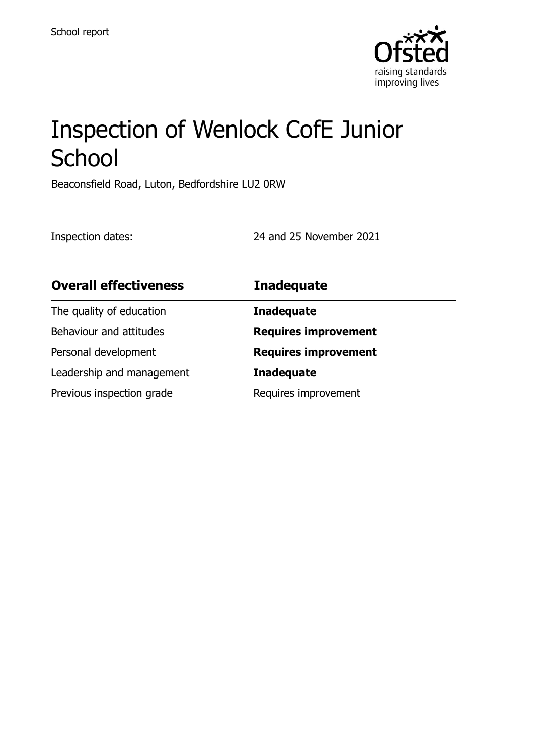School report

# Inspection of Wenlock CofE Junior School

Beaconsfield Road, Luton, Bedfordshire LU2 0RW

Inspection dates: 24 and 25 November 2021

| **Overall effectiveness** | **Inadequate** |
| --- | --- |
| The quality of education | **Inadequate** |
| Behaviour and attitudes | **Requires improvement** |
| Personal development | **Requires improvement** |
| Leadership and management | **Inadequate** |
| Previous inspection grade | Requires improvement |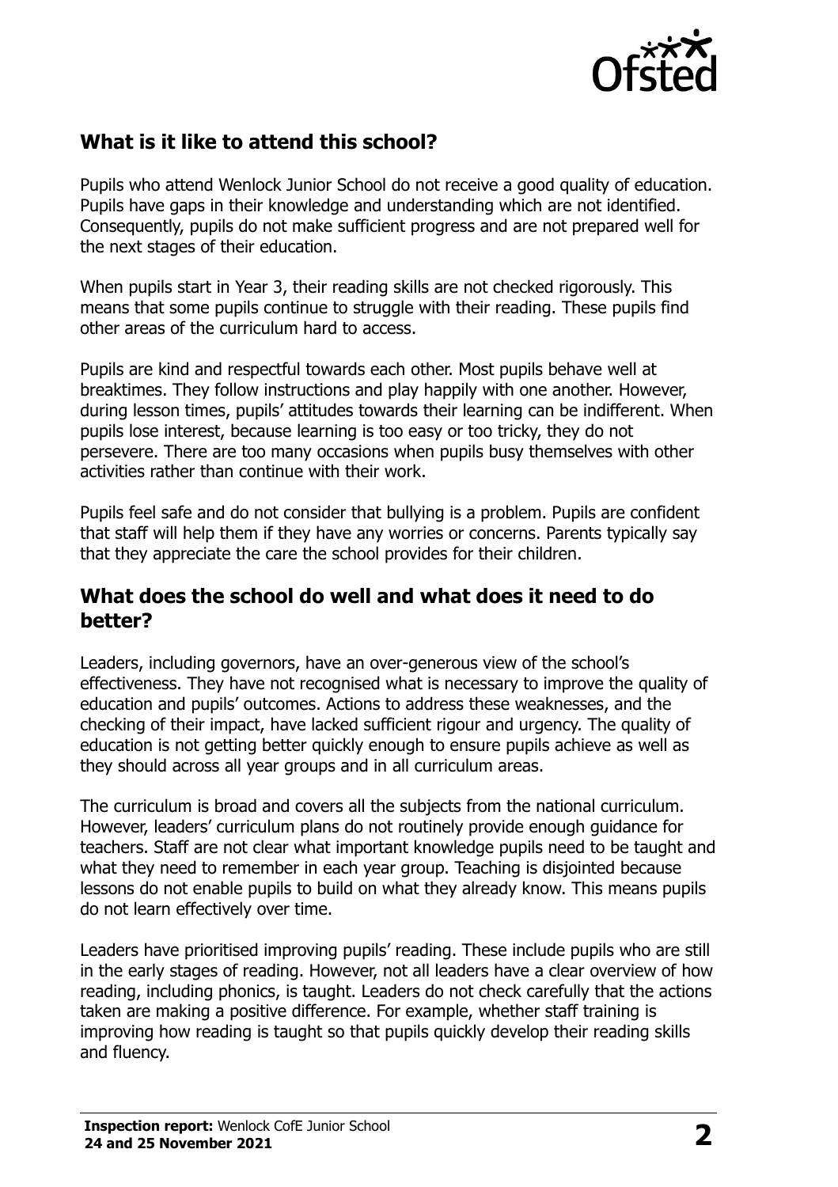## What is it like to attend this school?

Pupils who attend Wenlock Junior School do not receive a good quality of education. Pupils have gaps in their knowledge and understanding which are not identified. Consequently, pupils do not make sufficient progress and are not prepared well for the next stages of their education.

When pupils start in Year 3, their reading skills are not checked rigorously. This means that some pupils continue to struggle with their reading. These pupils find other areas of the curriculum hard to access.

Pupils are kind and respectful towards each other. Most pupils behave well at breaktimes. They follow instructions and play happily with one another. However, during lesson times, pupils' attitudes towards their learning can be indifferent. When pupils lose interest, because learning is too easy or too tricky, they do not persevere. There are too many occasions when pupils busy themselves with other activities rather than continue with their work.

Pupils feel safe and do not consider that bullying is a problem. Pupils are confident that staff will help them if they have any worries or concerns. Parents typically say that they appreciate the care the school provides for their children.

## What does the school do well and what does it need to do better?

Leaders, including governors, have an over-generous view of the school's effectiveness. They have not recognised what is necessary to improve the quality of education and pupils' outcomes. Actions to address these weaknesses, and the checking of their impact, have lacked sufficient rigour and urgency. The quality of education is not getting better quickly enough to ensure pupils achieve as well as they should across all year groups and in all curriculum areas.

The curriculum is broad and covers all the subjects from the national curriculum. However, leaders' curriculum plans do not routinely provide enough guidance for teachers. Staff are not clear what important knowledge pupils need to be taught and what they need to remember in each year group. Teaching is disjointed because lessons do not enable pupils to build on what they already know. This means pupils do not learn effectively over time.

Leaders have prioritised improving pupils' reading. These include pupils who are still in the early stages of reading. However, not all leaders have a clear overview of how reading, including phonics, is taught. Leaders do not check carefully that the actions taken are making a positive difference. For example, whether staff training is improving how reading is taught so that pupils quickly develop their reading skills and fluency.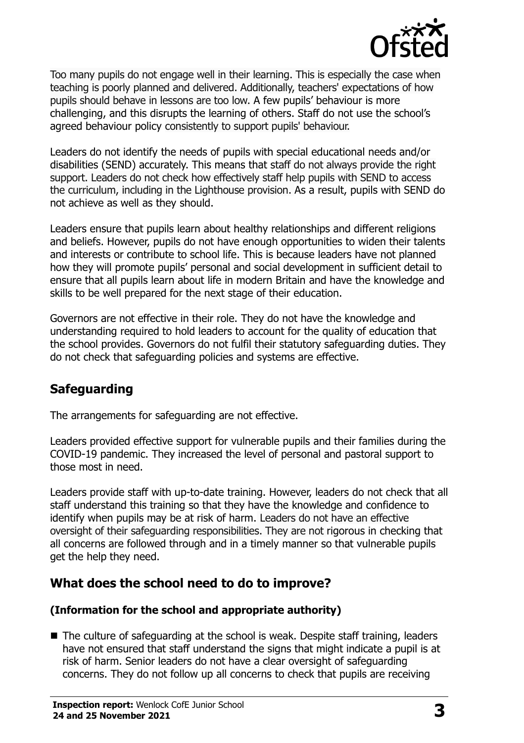Too many pupils do not engage well in their learning. This is especially the case when teaching is poorly planned and delivered. Additionally, teachers' expectations of how pupils should behave in lessons are too low. A few pupils' behaviour is more challenging, and this disrupts the learning of others. Staff do not use the school's agreed behaviour policy consistently to support pupils' behaviour.

Leaders do not identify the needs of pupils with special educational needs and/or disabilities (SEND) accurately. This means that staff do not always provide the right support. Leaders do not check how effectively staff help pupils with SEND to access the curriculum, including in the Lighthouse provision. As a result, pupils with SEND do not achieve as well as they should.

Leaders ensure that pupils learn about healthy relationships and different religions and beliefs. However, pupils do not have enough opportunities to widen their talents and interests or contribute to school life. This is because leaders have not planned how they will promote pupils' personal and social development in sufficient detail to ensure that all pupils learn about life in modern Britain and have the knowledge and skills to be well prepared for the next stage of their education.

Governors are not effective in their role. They do not have the knowledge and understanding required to hold leaders to account for the quality of education that the school provides. Governors do not fulfil their statutory safeguarding duties. They do not check that safeguarding policies and systems are effective.

## Safeguarding

The arrangements for safeguarding are not effective.

Leaders provided effective support for vulnerable pupils and their families during the COVID-19 pandemic. They increased the level of personal and pastoral support to those most in need.

Leaders provide staff with up-to-date training. However, leaders do not check that all staff understand this training so that they have the knowledge and confidence to identify when pupils may be at risk of harm. Leaders do not have an effective oversight of their safeguarding responsibilities. They are not rigorous in checking that all concerns are followed through and in a timely manner so that vulnerable pupils get the help they need.

## What does the school need to do to improve?

### (Information for the school and appropriate authority)

- The culture of safeguarding at the school is weak. Despite staff training, leaders have not ensured that staff understand the signs that might indicate a pupil is at risk of harm. Senior leaders do not have a clear oversight of safeguarding concerns. They do not follow up all concerns to check that pupils are receiving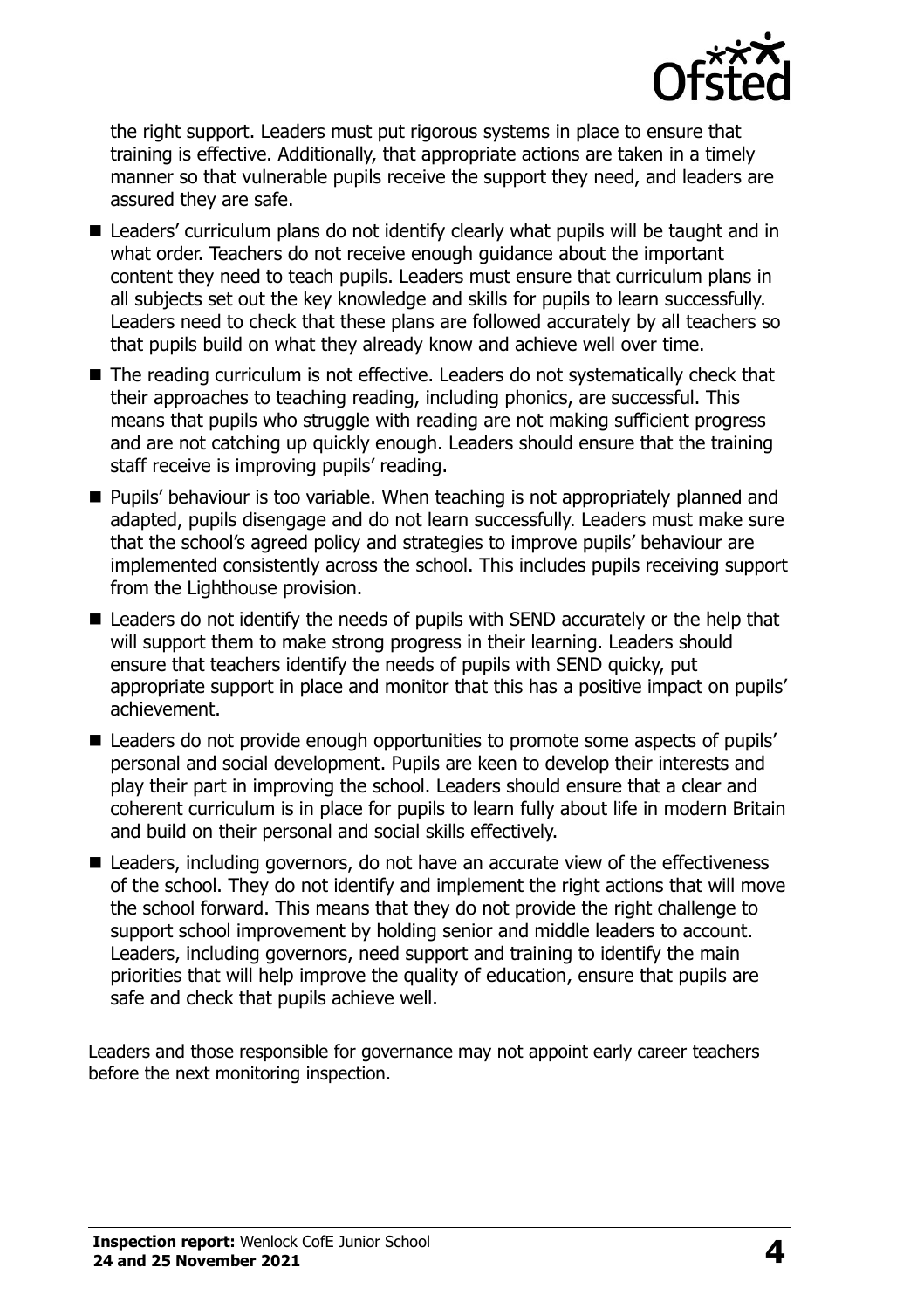the right support. Leaders must put rigorous systems in place to ensure that training is effective. Additionally, that appropriate actions are taken in a timely manner so that vulnerable pupils receive the support they need, and leaders are assured they are safe.

- Leaders' curriculum plans do not identify clearly what pupils will be taught and in what order. Teachers do not receive enough guidance about the important content they need to teach pupils. Leaders must ensure that curriculum plans in all subjects set out the key knowledge and skills for pupils to learn successfully. Leaders need to check that these plans are followed accurately by all teachers so that pupils build on what they already know and achieve well over time.
- The reading curriculum is not effective. Leaders do not systematically check that their approaches to teaching reading, including phonics, are successful. This means that pupils who struggle with reading are not making sufficient progress and are not catching up quickly enough. Leaders should ensure that the training staff receive is improving pupils' reading.
- Pupils' behaviour is too variable. When teaching is not appropriately planned and adapted, pupils disengage and do not learn successfully. Leaders must make sure that the school's agreed policy and strategies to improve pupils' behaviour are implemented consistently across the school. This includes pupils receiving support from the Lighthouse provision.
- Leaders do not identify the needs of pupils with SEND accurately or the help that will support them to make strong progress in their learning. Leaders should ensure that teachers identify the needs of pupils with SEND quicky, put appropriate support in place and monitor that this has a positive impact on pupils' achievement.
- Leaders do not provide enough opportunities to promote some aspects of pupils' personal and social development. Pupils are keen to develop their interests and play their part in improving the school. Leaders should ensure that a clear and coherent curriculum is in place for pupils to learn fully about life in modern Britain and build on their personal and social skills effectively.
- Leaders, including governors, do not have an accurate view of the effectiveness of the school. They do not identify and implement the right actions that will move the school forward. This means that they do not provide the right challenge to support school improvement by holding senior and middle leaders to account. Leaders, including governors, need support and training to identify the main priorities that will help improve the quality of education, ensure that pupils are safe and check that pupils achieve well.

Leaders and those responsible for governance may not appoint early career teachers before the next monitoring inspection.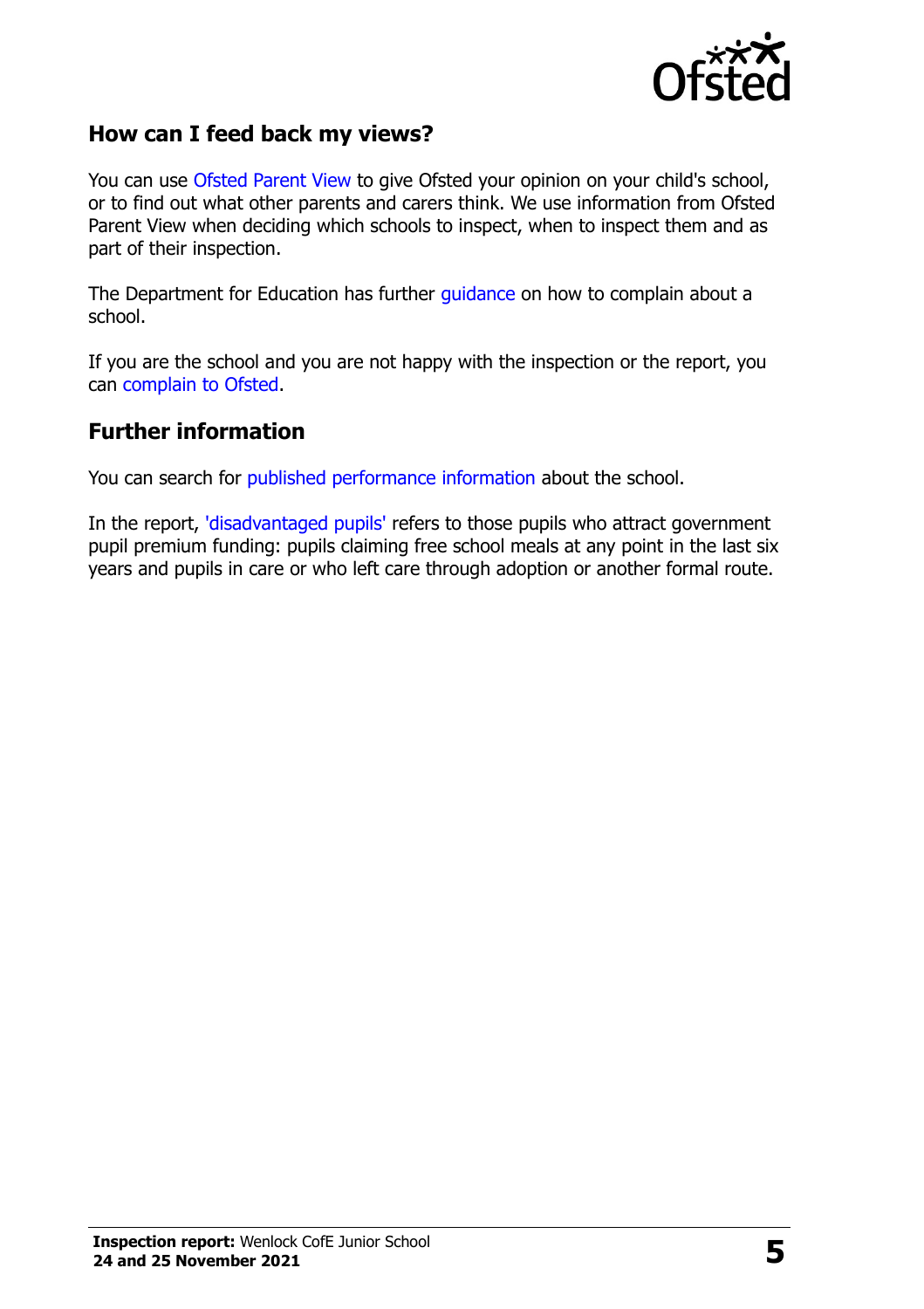## How can I feed back my views?

You can use Ofsted Parent View to give Ofsted your opinion on your child's school, or to find out what other parents and carers think. We use information from Ofsted Parent View when deciding which schools to inspect, when to inspect them and as part of their inspection.

The Department for Education has further guidance on how to complain about a school.

If you are the school and you are not happy with the inspection or the report, you can complain to Ofsted.

## Further information

You can search for published performance information about the school.

In the report, 'disadvantaged pupils' refers to those pupils who attract government pupil premium funding: pupils claiming free school meals at any point in the last six years and pupils in care or who left care through adoption or another formal route.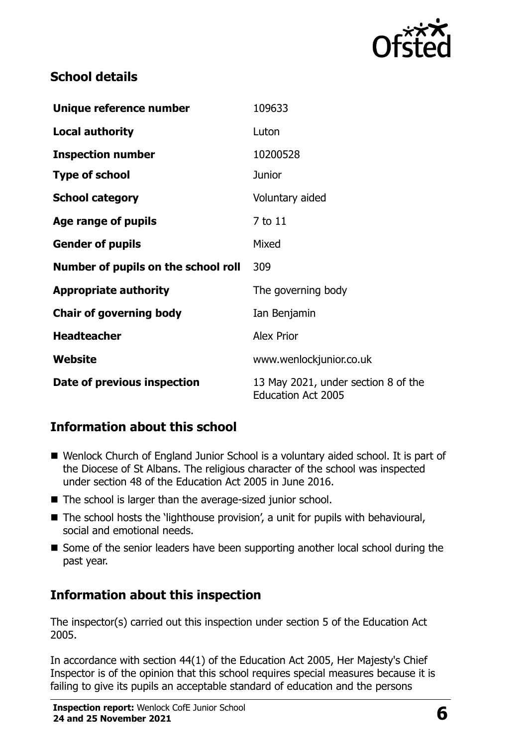## School details

| | |
|---|---|
| **Unique reference number** | 109633 |
| **Local authority** | Luton |
| **Inspection number** | 10200528 |
| **Type of school** | Junior |
| **School category** | Voluntary aided |
| **Age range of pupils** | 7 to 11 |
| **Gender of pupils** | Mixed |
| **Number of pupils on the school roll** | 309 |
| **Appropriate authority** | The governing body |
| **Chair of governing body** | Ian Benjamin |
| **Headteacher** | Alex Prior |
| **Website** | www.wenlockjunior.co.uk |
| **Date of previous inspection** | 13 May 2021, under section 8 of the Education Act 2005 |

## Information about this school

- Wenlock Church of England Junior School is a voluntary aided school. It is part of the Diocese of St Albans. The religious character of the school was inspected under section 48 of the Education Act 2005 in June 2016.
- The school is larger than the average-sized junior school.
- The school hosts the 'lighthouse provision', a unit for pupils with behavioural, social and emotional needs.
- Some of the senior leaders have been supporting another local school during the past year.

## Information about this inspection

The inspector(s) carried out this inspection under section 5 of the Education Act 2005.

In accordance with section 44(1) of the Education Act 2005, Her Majesty's Chief Inspector is of the opinion that this school requires special measures because it is failing to give its pupils an acceptable standard of education and the persons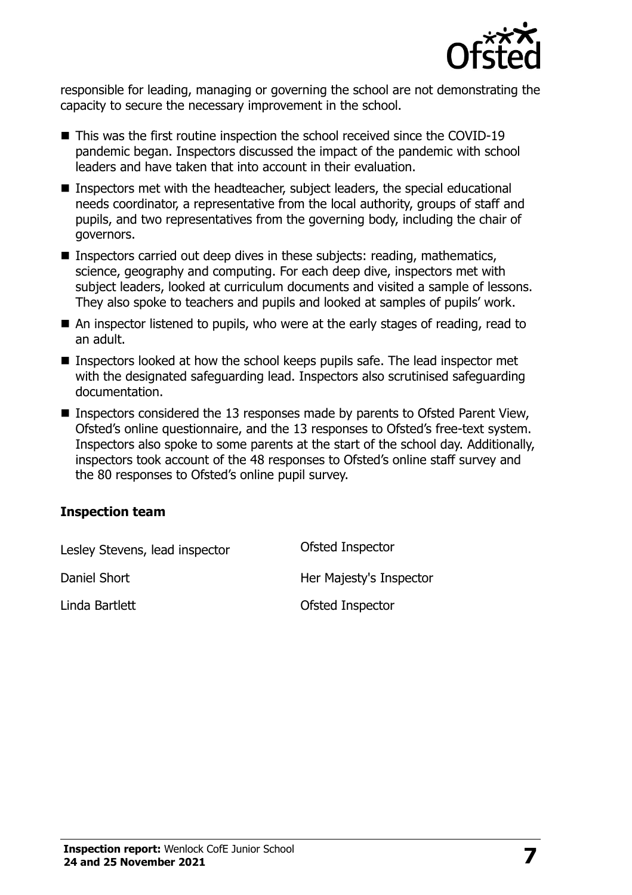responsible for leading, managing or governing the school are not demonstrating the capacity to secure the necessary improvement in the school.

- This was the first routine inspection the school received since the COVID-19 pandemic began. Inspectors discussed the impact of the pandemic with school leaders and have taken that into account in their evaluation.
- Inspectors met with the headteacher, subject leaders, the special educational needs coordinator, a representative from the local authority, groups of staff and pupils, and two representatives from the governing body, including the chair of governors.
- Inspectors carried out deep dives in these subjects: reading, mathematics, science, geography and computing. For each deep dive, inspectors met with subject leaders, looked at curriculum documents and visited a sample of lessons. They also spoke to teachers and pupils and looked at samples of pupils' work.
- An inspector listened to pupils, who were at the early stages of reading, read to an adult.
- Inspectors looked at how the school keeps pupils safe. The lead inspector met with the designated safeguarding lead. Inspectors also scrutinised safeguarding documentation.
- Inspectors considered the 13 responses made by parents to Ofsted Parent View, Ofsted's online questionnaire, and the 13 responses to Ofsted's free-text system. Inspectors also spoke to some parents at the start of the school day. Additionally, inspectors took account of the 48 responses to Ofsted's online staff survey and the 80 responses to Ofsted's online pupil survey.

### Inspection team

| | |
|---|---|
| Lesley Stevens, lead inspector | Ofsted Inspector |
| Daniel Short | Her Majesty's Inspector |
| Linda Bartlett | Ofsted Inspector |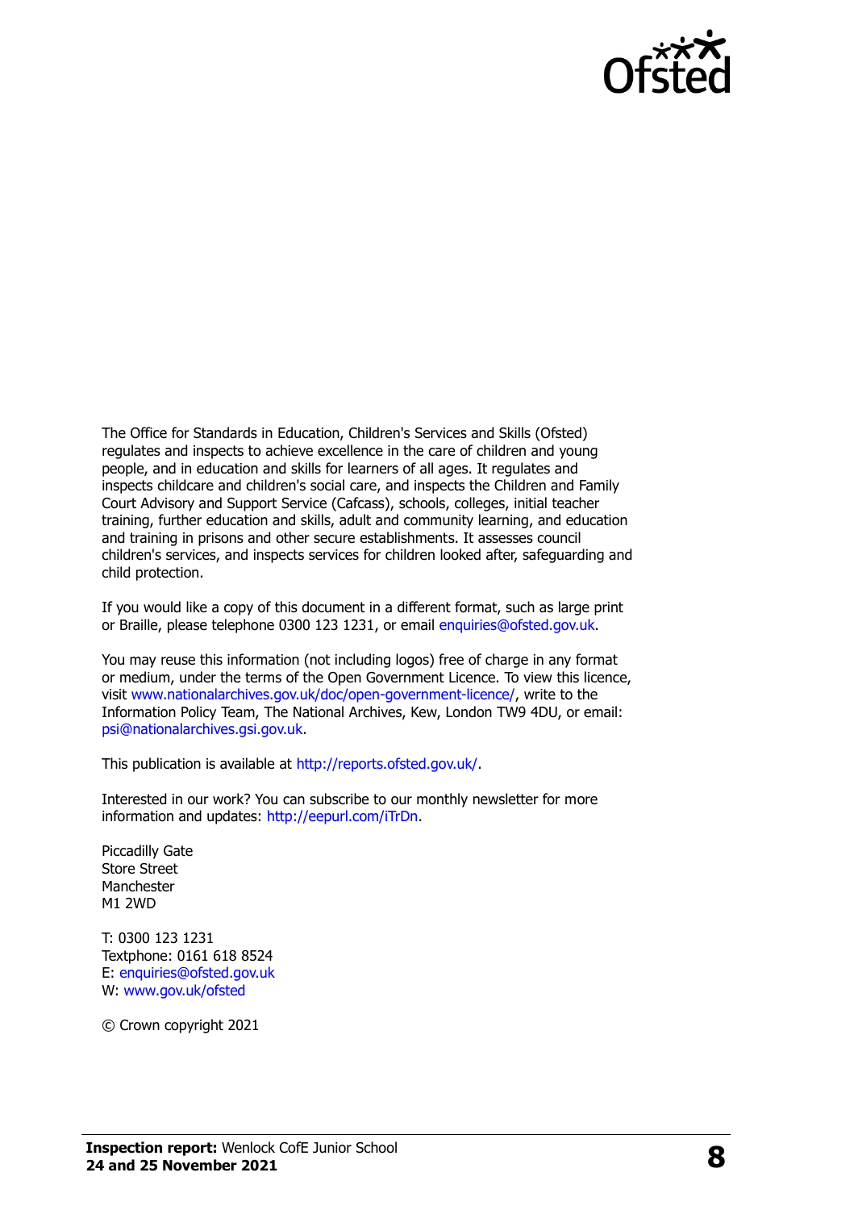The Office for Standards in Education, Children's Services and Skills (Ofsted) regulates and inspects to achieve excellence in the care of children and young people, and in education and skills for learners of all ages. It regulates and inspects childcare and children's social care, and inspects the Children and Family Court Advisory and Support Service (Cafcass), schools, colleges, initial teacher training, further education and skills, adult and community learning, and education and training in prisons and other secure establishments. It assesses council children's services, and inspects services for children looked after, safeguarding and child protection.

If you would like a copy of this document in a different format, such as large print or Braille, please telephone 0300 123 1231, or email enquiries@ofsted.gov.uk.

You may reuse this information (not including logos) free of charge in any format or medium, under the terms of the Open Government Licence. To view this licence, visit www.nationalarchives.gov.uk/doc/open-government-licence/, write to the Information Policy Team, The National Archives, Kew, London TW9 4DU, or email: psi@nationalarchives.gsi.gov.uk.

This publication is available at http://reports.ofsted.gov.uk/.

Interested in our work? You can subscribe to our monthly newsletter for more information and updates: http://eepurl.com/iTrDn.

Piccadilly Gate
Store Street
Manchester
M1 2WD

T: 0300 123 1231
Textphone: 0161 618 8524
E: enquiries@ofsted.gov.uk
W: www.gov.uk/ofsted

© Crown copyright 2021